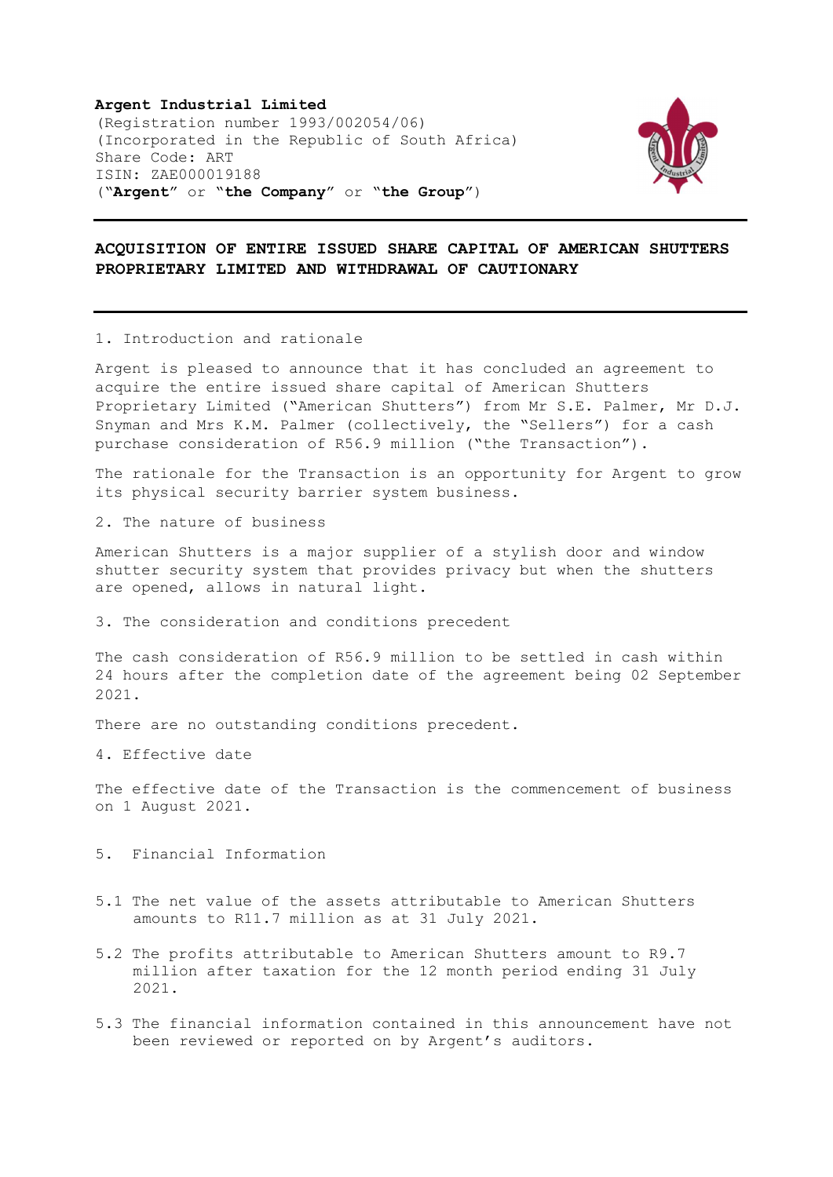**Argent Industrial Limited**
(Registration number 1993/002054/06)
(Incorporated in the Republic of South Africa)
Share Code: ART
ISIN: ZAE000019188
("**Argent**" or "**the Company**" or "**the Group**")

---

## ACQUISITION OF ENTIRE ISSUED SHARE CAPITAL OF AMERICAN SHUTTERS PROPRIETARY LIMITED AND WITHDRAWAL OF CAUTIONARY

---

1. Introduction and rationale

Argent is pleased to announce that it has concluded an agreement to acquire the entire issued share capital of American Shutters Proprietary Limited ("American Shutters") from Mr S.E. Palmer, Mr D.J. Snyman and Mrs K.M. Palmer (collectively, the "Sellers") for a cash purchase consideration of R56.9 million ("the Transaction").

The rationale for the Transaction is an opportunity for Argent to grow its physical security barrier system business.

2. The nature of business

American Shutters is a major supplier of a stylish door and window shutter security system that provides privacy but when the shutters are opened, allows in natural light.

3. The consideration and conditions precedent

The cash consideration of R56.9 million to be settled in cash within 24 hours after the completion date of the agreement being 02 September 2021.

There are no outstanding conditions precedent.

4. Effective date

The effective date of the Transaction is the commencement of business on 1 August 2021.

5. Financial Information

5.1 The net value of the assets attributable to American Shutters amounts to R11.7 million as at 31 July 2021.

5.2 The profits attributable to American Shutters amount to R9.7 million after taxation for the 12 month period ending 31 July 2021.

5.3 The financial information contained in this announcement have not been reviewed or reported on by Argent's auditors.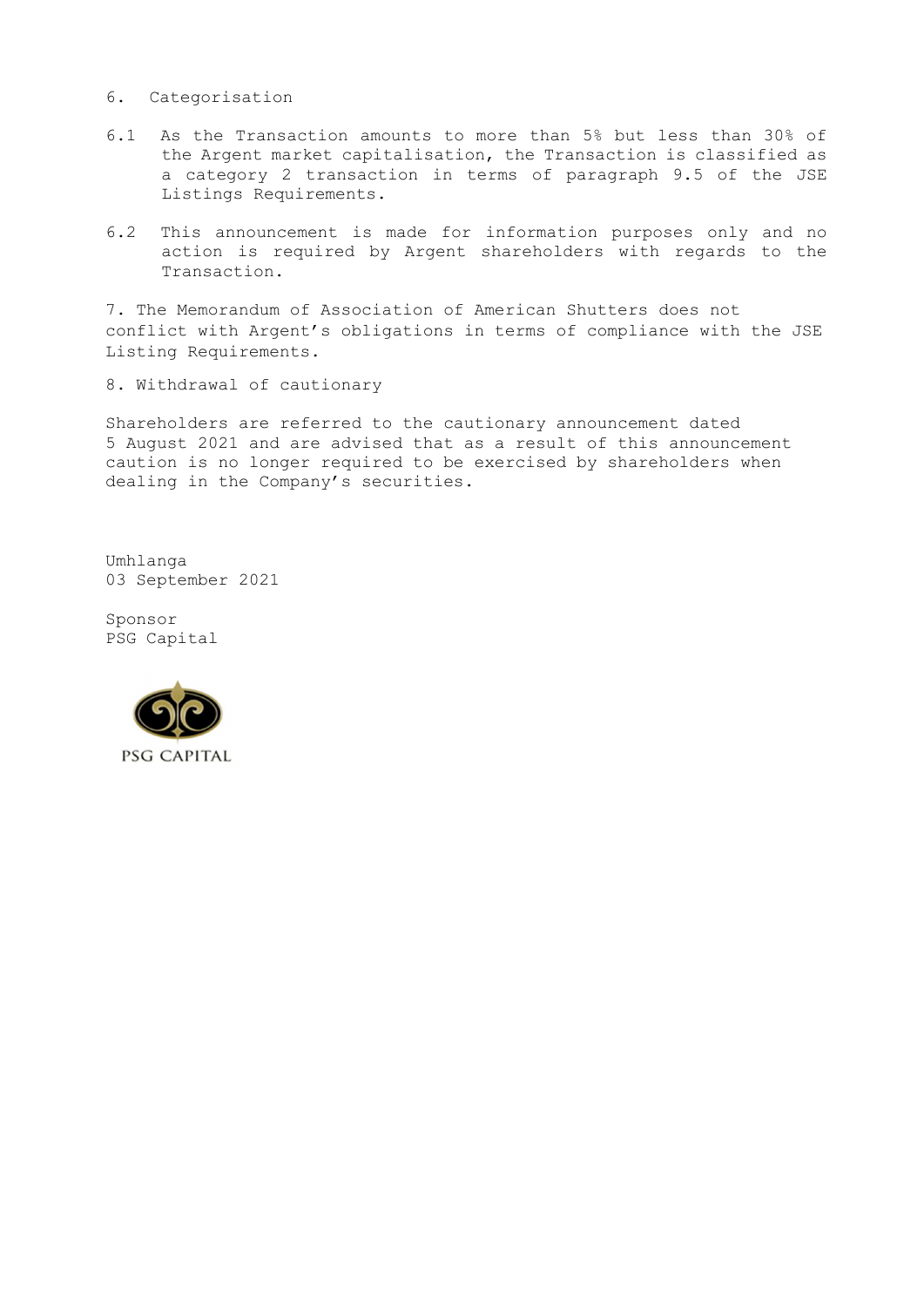## 6. Categorisation

6.1 As the Transaction amounts to more than 5% but less than 30% of the Argent market capitalisation, the Transaction is classified as a category 2 transaction in terms of paragraph 9.5 of the JSE Listings Requirements.

6.2 This announcement is made for information purposes only and no action is required by Argent shareholders with regards to the Transaction.

7. The Memorandum of Association of American Shutters does not conflict with Argent's obligations in terms of compliance with the JSE Listing Requirements.

## 8. Withdrawal of cautionary

Shareholders are referred to the cautionary announcement dated 5 August 2021 and are advised that as a result of this announcement caution is no longer required to be exercised by shareholders when dealing in the Company's securities.

Umhlanga
03 September 2021

Sponsor
PSG Capital

PSG CAPITAL